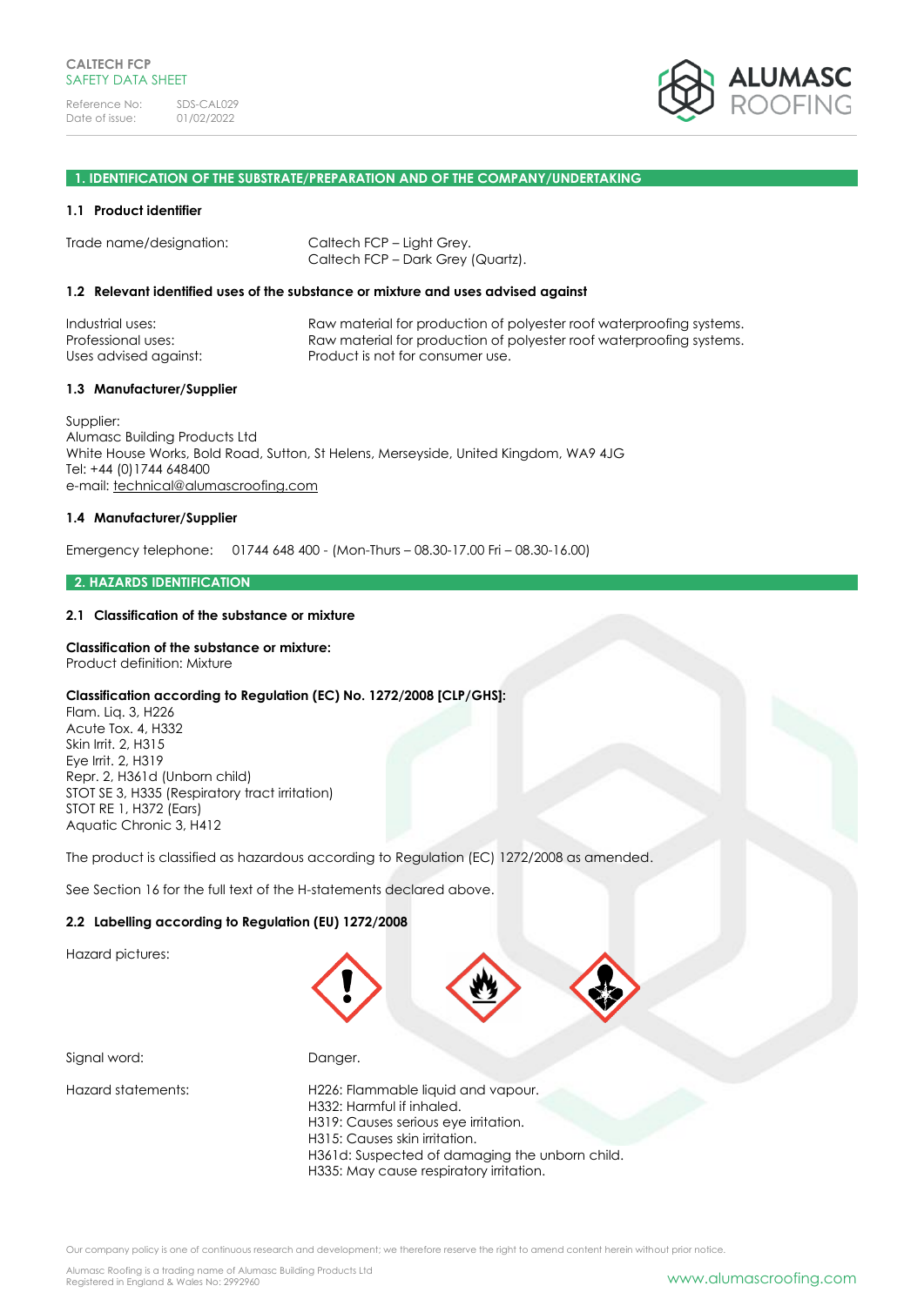CALTECH FCP
SAFETY DATA SHEET

Reference No: SDS-CAL029
Date of issue: 01/02/2022

## 1. IDENTIFICATION OF THE SUBSTRATE/PREPARATION AND OF THE COMPANY/UNDERTAKING

### 1.1 Product identifier

Trade name/designation: Caltech FCP – Light Grey.
Caltech FCP – Dark Grey (Quartz).

### 1.2 Relevant identified uses of the substance or mixture and uses advised against

Industrial uses: Raw material for production of polyester roof waterproofing systems.
Professional uses: Raw material for production of polyester roof waterproofing systems.
Uses advised against: Product is not for consumer use.

### 1.3 Manufacturer/Supplier

Supplier:
Alumasc Building Products Ltd
White House Works, Bold Road, Sutton, St Helens, Merseyside, United Kingdom, WA9 4JG
Tel: +44 (0)1744 648400
e-mail: technical@alumascroofing.com

### 1.4 Manufacturer/Supplier

Emergency telephone: 01744 648 400 - (Mon-Thurs – 08.30-17.00 Fri – 08.30-16.00)

## 2. HAZARDS IDENTIFICATION

### 2.1 Classification of the substance or mixture

**Classification of the substance or mixture:**
Product definition: Mixture

**Classification according to Regulation (EC) No. 1272/2008 [CLP/GHS]:**
Flam. Liq. 3, H226
Acute Tox. 4, H332
Skin Irrit. 2, H315
Eye Irrit. 2, H319
Repr. 2, H361d (Unborn child)
STOT SE 3, H335 (Respiratory tract irritation)
STOT RE 1, H372 (Ears)
Aquatic Chronic 3, H412

The product is classified as hazardous according to Regulation (EC) 1272/2008 as amended.

See Section 16 for the full text of the H-statements declared above.

### 2.2 Labelling according to Regulation (EU) 1272/2008

Hazard pictures:

Signal word: Danger.

Hazard statements: H226: Flammable liquid and vapour.
H332: Harmful if inhaled.
H319: Causes serious eye irritation.
H315: Causes skin irritation.
H361d: Suspected of damaging the unborn child.
H335: May cause respiratory irritation.

Our company policy is one of continuous research and development; we therefore reserve the right to amend content herein without prior notice.

Alumasc Roofing is a trading name of Alumasc Building Products Ltd
Registered in England & Wales No: 2992960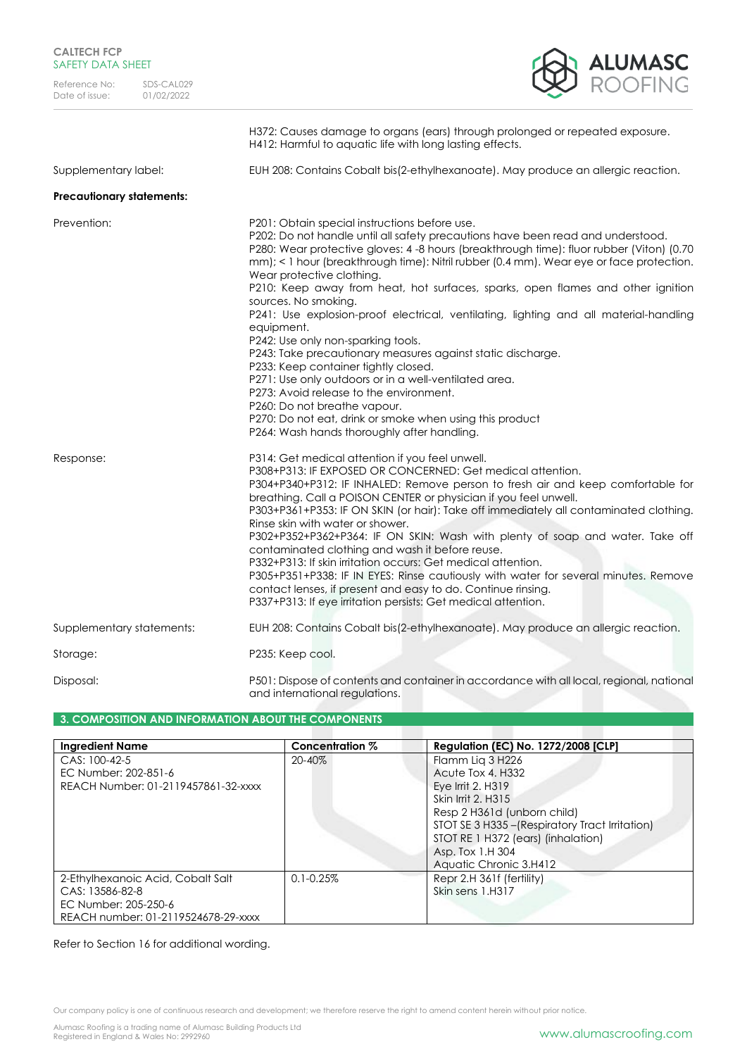| | |
|---|---|
| | H372: Causes damage to organs (ears) through prolonged or repeated exposure.<br>H412: Harmful to aquatic life with long lasting effects. |
| Supplementary label: | EUH 208: Contains Cobalt bis(2-ethylhexanoate). May produce an allergic reaction. |

**Precautionary statements:**

| | |
|---|---|
| Prevention: | P201: Obtain special instructions before use.<br>P202: Do not handle until all safety precautions have been read and understood.<br>P280: Wear protective gloves: 4 -8 hours (breakthrough time): fluor rubber (Viton) (0.70 mm); < 1 hour (breakthrough time): Nitril rubber (0.4 mm). Wear eye or face protection. Wear protective clothing.<br>P210: Keep away from heat, hot surfaces, sparks, open flames and other ignition sources. No smoking.<br>P241: Use explosion-proof electrical, ventilating, lighting and all material-handling equipment.<br>P242: Use only non-sparking tools.<br>P243: Take precautionary measures against static discharge.<br>P233: Keep container tightly closed.<br>P271: Use only outdoors or in a well-ventilated area.<br>P273: Avoid release to the environment.<br>P260: Do not breathe vapour.<br>P270: Do not eat, drink or smoke when using this product<br>P264: Wash hands thoroughly after handling. |
| Response: | P314: Get medical attention if you feel unwell.<br>P308+P313: IF EXPOSED OR CONCERNED: Get medical attention.<br>P304+P340+P312: IF INHALED: Remove person to fresh air and keep comfortable for breathing. Call a POISON CENTER or physician if you feel unwell.<br>P303+P361+P353: IF ON SKIN (or hair): Take off immediately all contaminated clothing. Rinse skin with water or shower.<br>P302+P352+P362+P364: IF ON SKIN: Wash with plenty of soap and water. Take off contaminated clothing and wash it before reuse.<br>P332+P313: If skin irritation occurs: Get medical attention.<br>P305+P351+P338: IF IN EYES: Rinse cautiously with water for several minutes. Remove contact lenses, if present and easy to do. Continue rinsing.<br>P337+P313: If eye irritation persists: Get medical attention. |
| Supplementary statements: | EUH 208: Contains Cobalt bis(2-ethylhexanoate). May produce an allergic reaction. |
| Storage: | P235: Keep cool. |
| Disposal: | P501: Dispose of contents and container in accordance with all local, regional, national and international regulations. |

## 3. COMPOSITION AND INFORMATION ABOUT THE COMPONENTS

| Ingredient Name | Concentration % | Regulation (EC) No. 1272/2008 [CLP] |
|---|---|---|
| CAS: 100-42-5<br>EC Number: 202-851-6<br>REACH Number: 01-2119457861-32-xxxx | 20-40% | Flamm Liq 3 H226<br>Acute Tox 4. H332<br>Eye Irrit 2. H319<br>Skin Irrit 2. H315<br>Resp 2 H361d (unborn child)<br>STOT SE 3 H335 –(Respiratory Tract Irritation)<br>STOT RE 1 H372 (ears) (inhalation)<br>Asp. Tox 1.H 304<br>Aquatic Chronic 3.H412 |
| 2-Ethylhexanoic Acid, Cobalt Salt<br>CAS: 13586-82-8<br>EC Number: 205-250-6<br>REACH number: 01-2119524678-29-xxxx | 0.1-0.25% | Repr 2.H 361f (fertility)<br>Skin sens 1.H317 |

Refer to Section 16 for additional wording.

Our company policy is one of continuous research and development; we therefore reserve the right to amend content herein without prior notice.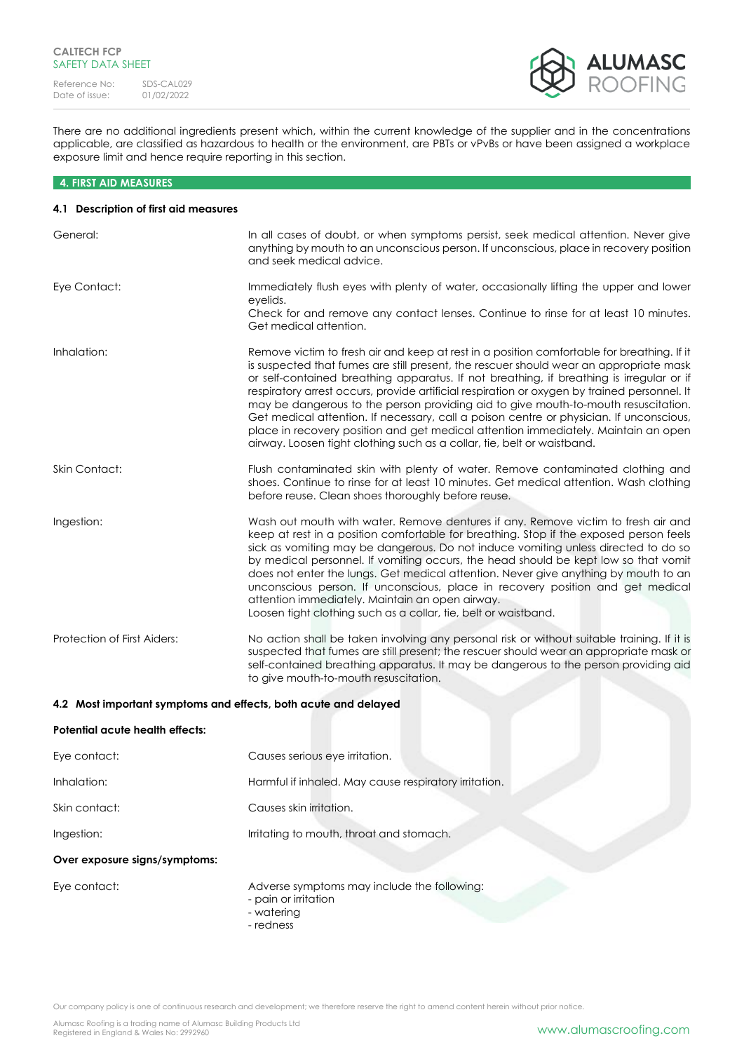There are no additional ingredients present which, within the current knowledge of the supplier and in the concentrations applicable, are classified as hazardous to health or the environment, are PBTs or vPvBs or have been assigned a workplace exposure limit and hence require reporting in this section.

## 4. FIRST AID MEASURES

### 4.1 Description of first aid measures

| | |
|---|---|
| General: | In all cases of doubt, or when symptoms persist, seek medical attention. Never give anything by mouth to an unconscious person. If unconscious, place in recovery position and seek medical advice. |
| Eye Contact: | Immediately flush eyes with plenty of water, occasionally lifting the upper and lower eyelids. Check for and remove any contact lenses. Continue to rinse for at least 10 minutes. Get medical attention. |
| Inhalation: | Remove victim to fresh air and keep at rest in a position comfortable for breathing. If it is suspected that fumes are still present, the rescuer should wear an appropriate mask or self-contained breathing apparatus. If not breathing, if breathing is irregular or if respiratory arrest occurs, provide artificial respiration or oxygen by trained personnel. It may be dangerous to the person providing aid to give mouth-to-mouth resuscitation. Get medical attention. If necessary, call a poison centre or physician. If unconscious, place in recovery position and get medical attention immediately. Maintain an open airway. Loosen tight clothing such as a collar, tie, belt or waistband. |
| Skin Contact: | Flush contaminated skin with plenty of water. Remove contaminated clothing and shoes. Continue to rinse for at least 10 minutes. Get medical attention. Wash clothing before reuse. Clean shoes thoroughly before reuse. |
| Ingestion: | Wash out mouth with water. Remove dentures if any. Remove victim to fresh air and keep at rest in a position comfortable for breathing. Stop if the exposed person feels sick as vomiting may be dangerous. Do not induce vomiting unless directed to do so by medical personnel. If vomiting occurs, the head should be kept low so that vomit does not enter the lungs. Get medical attention. Never give anything by mouth to an unconscious person. If unconscious, place in recovery position and get medical attention immediately. Maintain an open airway. Loosen tight clothing such as a collar, tie, belt or waistband. |
| Protection of First Aiders: | No action shall be taken involving any personal risk or without suitable training. If it is suspected that fumes are still present; the rescuer should wear an appropriate mask or self-contained breathing apparatus. It may be dangerous to the person providing aid to give mouth-to-mouth resuscitation. |

### 4.2 Most important symptoms and effects, both acute and delayed

**Potential acute health effects:**

| | |
|---|---|
| Eye contact: | Causes serious eye irritation. |
| Inhalation: | Harmful if inhaled. May cause respiratory irritation. |
| Skin contact: | Causes skin irritation. |
| Ingestion: | Irritating to mouth, throat and stomach. |

**Over exposure signs/symptoms:**

| | |
|---|---|
| Eye contact: | Adverse symptoms may include the following:<br>- pain or irritation<br>- watering<br>- redness |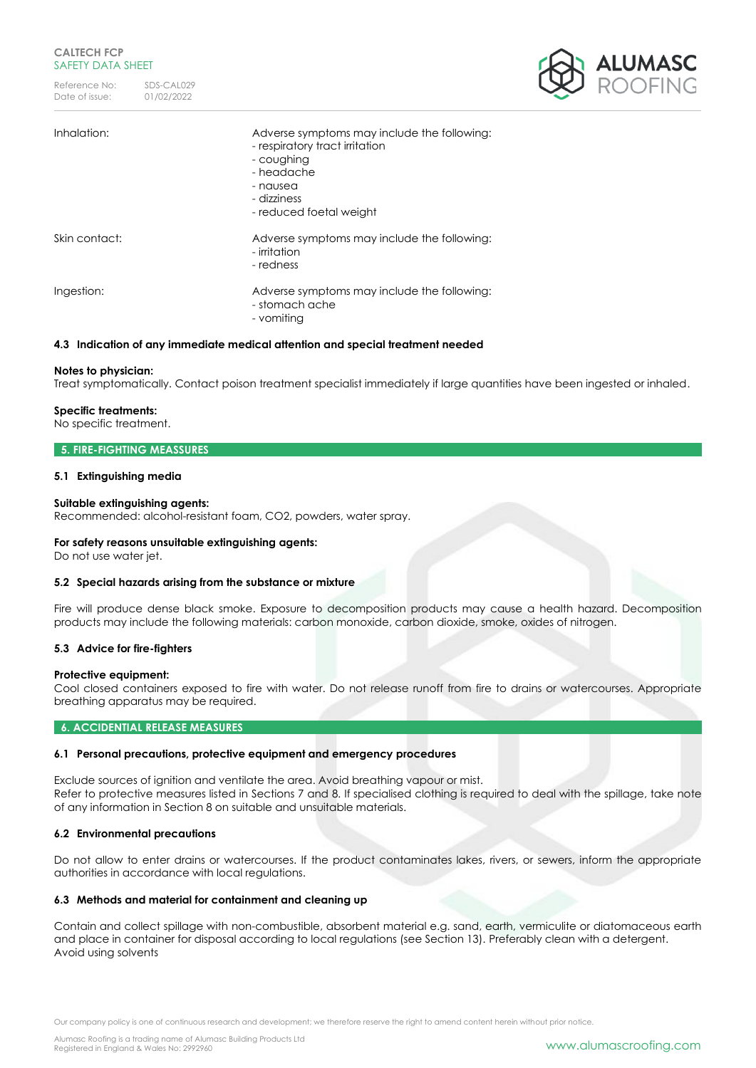| | |
|---|---|
| Inhalation: | Adverse symptoms may include the following:<br>- respiratory tract irritation<br>- coughing<br>- headache<br>- nausea<br>- dizziness<br>- reduced foetal weight |
| Skin contact: | Adverse symptoms may include the following:<br>- irritation<br>- redness |
| Ingestion: | Adverse symptoms may include the following:<br>- stomach ache<br>- vomiting |

### 4.3 Indication of any immediate medical attention and special treatment needed

**Notes to physician:**
Treat symptomatically. Contact poison treatment specialist immediately if large quantities have been ingested or inhaled.

**Specific treatments:**
No specific treatment.

## 5. FIRE-FIGHTING MEASSURES

### 5.1 Extinguishing media

**Suitable extinguishing agents:**
Recommended: alcohol-resistant foam, CO2, powders, water spray.

**For safety reasons unsuitable extinguishing agents:**
Do not use water jet.

### 5.2 Special hazards arising from the substance or mixture

Fire will produce dense black smoke. Exposure to decomposition products may cause a health hazard. Decomposition products may include the following materials: carbon monoxide, carbon dioxide, smoke, oxides of nitrogen.

### 5.3 Advice for fire-fighters

**Protective equipment:**
Cool closed containers exposed to fire with water. Do not release runoff from fire to drains or watercourses. Appropriate breathing apparatus may be required.

## 6. ACCIDENTIAL RELEASE MEASURES

### 6.1 Personal precautions, protective equipment and emergency procedures

Exclude sources of ignition and ventilate the area. Avoid breathing vapour or mist.
Refer to protective measures listed in Sections 7 and 8. If specialised clothing is required to deal with the spillage, take note of any information in Section 8 on suitable and unsuitable materials.

### 6.2 Environmental precautions

Do not allow to enter drains or watercourses. If the product contaminates lakes, rivers, or sewers, inform the appropriate authorities in accordance with local regulations.

### 6.3 Methods and material for containment and cleaning up

Contain and collect spillage with non-combustible, absorbent material e.g. sand, earth, vermiculite or diatomaceous earth and place in container for disposal according to local regulations (see Section 13). Preferably clean with a detergent.
Avoid using solvents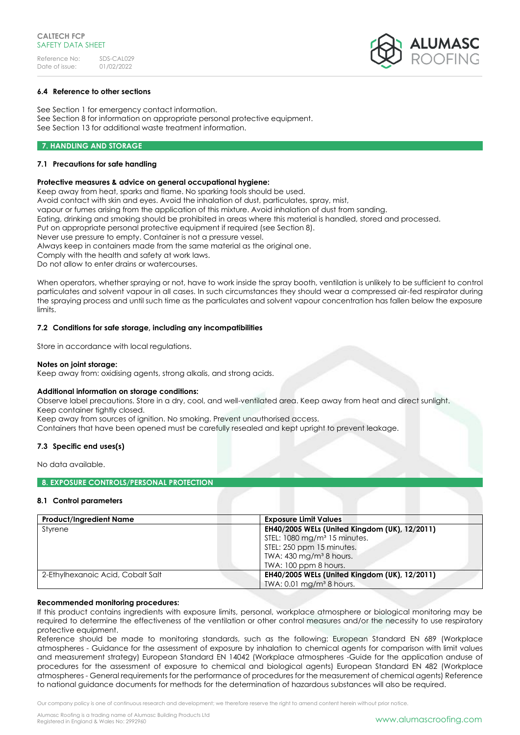### 6.4 Reference to other sections

See Section 1 for emergency contact information.
See Section 8 for information on appropriate personal protective equipment.
See Section 13 for additional waste treatment information.

## 7. HANDLING AND STORAGE

### 7.1 Precautions for safe handling

**Protective measures & advice on general occupational hygiene:**
Keep away from heat, sparks and flame. No sparking tools should be used.
Avoid contact with skin and eyes. Avoid the inhalation of dust, particulates, spray, mist,
vapour or fumes arising from the application of this mixture. Avoid inhalation of dust from sanding.
Eating, drinking and smoking should be prohibited in areas where this material is handled, stored and processed.
Put on appropriate personal protective equipment if required (see Section 8).
Never use pressure to empty. Container is not a pressure vessel.
Always keep in containers made from the same material as the original one.
Comply with the health and safety at work laws.
Do not allow to enter drains or watercourses.

When operators, whether spraying or not, have to work inside the spray booth, ventilation is unlikely to be sufficient to control particulates and solvent vapour in all cases. In such circumstances they should wear a compressed air-fed respirator during the spraying process and until such time as the particulates and solvent vapour concentration has fallen below the exposure limits.

### 7.2 Conditions for safe storage, including any incompatibilities

Store in accordance with local regulations.

**Notes on joint storage:**
Keep away from: oxidising agents, strong alkalis, and strong acids.

**Additional information on storage conditions:**
Observe label precautions. Store in a dry, cool, and well-ventilated area. Keep away from heat and direct sunlight.
Keep container tightly closed.
Keep away from sources of ignition. No smoking. Prevent unauthorised access.
Containers that have been opened must be carefully resealed and kept upright to prevent leakage.

### 7.3 Specific end uses(s)

No data available.

## 8. EXPOSURE CONTROLS/PERSONAL PROTECTION

### 8.1 Control parameters

| Product/Ingredient Name | Exposure Limit Values |
|---|---|
| Styrene | **EH40/2005 WELs (United Kingdom (UK), 12/2011)**<br>STEL: 1080 mg/m³ 15 minutes.<br>STEL: 250 ppm 15 minutes.<br>TWA: 430 mg/m³ 8 hours.<br>TWA: 100 ppm 8 hours. |
| 2-Ethylhexanoic Acid, Cobalt Salt | **EH40/2005 WELs (United Kingdom (UK), 12/2011)**<br>TWA: 0.01 mg/m³ 8 hours. |

**Recommended monitoring procedures:**
If this product contains ingredients with exposure limits, personal, workplace atmosphere or biological monitoring may be required to determine the effectiveness of the ventilation or other control measures and/or the necessity to use respiratory protective equipment.
Reference should be made to monitoring standards, such as the following: European Standard EN 689 (Workplace atmospheres - Guidance for the assessment of exposure by inhalation to chemical agents for comparison with limit values and measurement strategy) European Standard EN 14042 (Workplace atmospheres -Guide for the application anduse of procedures for the assessment of exposure to chemical and biological agents) European Standard EN 482 (Workplace atmospheres - General requirements for the performance of procedures for the measurement of chemical agents) Reference to national guidance documents for methods for the determination of hazardous substances will also be required.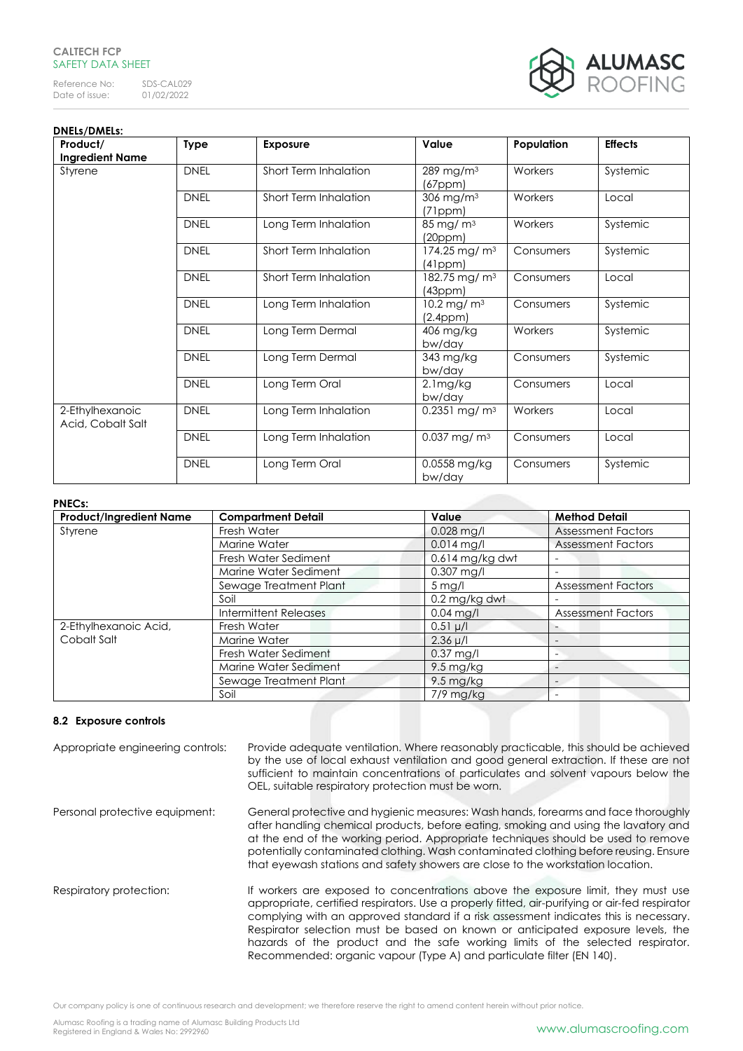**DNELs/DMELs:**

| Product/ Ingredient Name | Type | Exposure | Value | Population | Effects |
|---|---|---|---|---|---|
| Styrene | DNEL | Short Term Inhalation | 289 mg/m³ (67ppm) | Workers | Systemic |
| | DNEL | Short Term Inhalation | 306 mg/m³ (71ppm) | Workers | Local |
| | DNEL | Long Term Inhalation | 85 mg/ m³ (20ppm) | Workers | Systemic |
| | DNEL | Short Term Inhalation | 174.25 mg/ m³ (41ppm) | Consumers | Systemic |
| | DNEL | Short Term Inhalation | 182.75 mg/ m³ (43ppm) | Consumers | Local |
| | DNEL | Long Term Inhalation | 10.2 mg/ m³ (2.4ppm) | Consumers | Systemic |
| | DNEL | Long Term Dermal | 406 mg/kg bw/day | Workers | Systemic |
| | DNEL | Long Term Dermal | 343 mg/kg bw/day | Consumers | Systemic |
| | DNEL | Long Term Oral | 2.1mg/kg bw/day | Consumers | Local |
| 2-Ethylhexanoic Acid, Cobalt Salt | DNEL | Long Term Inhalation | 0.2351 mg/ m³ | Workers | Local |
| | DNEL | Long Term Inhalation | 0.037 mg/ m³ | Consumers | Local |
| | DNEL | Long Term Oral | 0.0558 mg/kg bw/day | Consumers | Systemic |

**PNECs:**

| Product/Ingredient Name | Compartment Detail | Value | Method Detail |
|---|---|---|---|
| Styrene | Fresh Water | 0.028 mg/l | Assessment Factors |
| | Marine Water | 0.014 mg/l | Assessment Factors |
| | Fresh Water Sediment | 0.614 mg/kg dwt | - |
| | Marine Water Sediment | 0.307 mg/l | - |
| | Sewage Treatment Plant | 5 mg/l | Assessment Factors |
| | Soil | 0.2 mg/kg dwt | - |
| | Intermittent Releases | 0.04 mg/l | Assessment Factors |
| 2-Ethylhexanoic Acid, Cobalt Salt | Fresh Water | 0.51 µ/l | - |
| | Marine Water | 2.36 µ/l | - |
| | Fresh Water Sediment | 0.37 mg/l | - |
| | Marine Water Sediment | 9.5 mg/kg | - |
| | Sewage Treatment Plant | 9.5 mg/kg | - |
| | Soil | 7/9 mg/kg | - |

### 8.2 Exposure controls

Appropriate engineering controls: Provide adequate ventilation. Where reasonably practicable, this should be achieved by the use of local exhaust ventilation and good general extraction. If these are not sufficient to maintain concentrations of particulates and solvent vapours below the OEL, suitable respiratory protection must be worn.

Personal protective equipment: General protective and hygienic measures: Wash hands, forearms and face thoroughly after handling chemical products, before eating, smoking and using the lavatory and at the end of the working period. Appropriate techniques should be used to remove potentially contaminated clothing. Wash contaminated clothing before reusing. Ensure that eyewash stations and safety showers are close to the workstation location.

Respiratory protection: If workers are exposed to concentrations above the exposure limit, they must use appropriate, certified respirators. Use a properly fitted, air-purifying or air-fed respirator complying with an approved standard if a risk assessment indicates this is necessary. Respirator selection must be based on known or anticipated exposure levels, the hazards of the product and the safe working limits of the selected respirator. Recommended: organic vapour (Type A) and particulate filter (EN 140).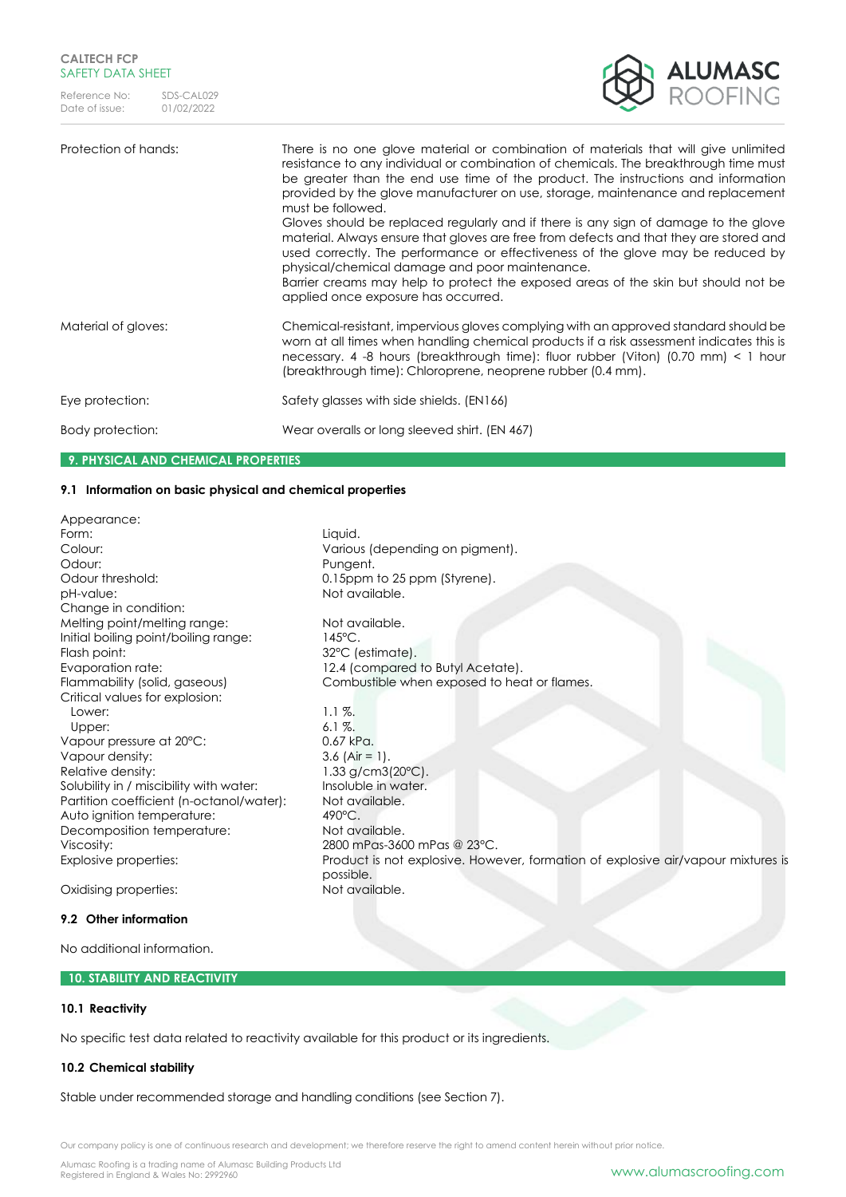| | |
|---|---|
| Protection of hands: | There is no one glove material or combination of materials that will give unlimited resistance to any individual or combination of chemicals. The breakthrough time must be greater than the end use time of the product. The instructions and information provided by the glove manufacturer on use, storage, maintenance and replacement must be followed.<br>Gloves should be replaced regularly and if there is any sign of damage to the glove material. Always ensure that gloves are free from defects and that they are stored and used correctly. The performance or effectiveness of the glove may be reduced by physical/chemical damage and poor maintenance.<br>Barrier creams may help to protect the exposed areas of the skin but should not be applied once exposure has occurred. |
| Material of gloves: | Chemical-resistant, impervious gloves complying with an approved standard should be worn at all times when handling chemical products if a risk assessment indicates this is necessary. 4 -8 hours (breakthrough time): fluor rubber (Viton) (0.70 mm) < 1 hour (breakthrough time): Chloroprene, neoprene rubber (0.4 mm). |
| Eye protection: | Safety glasses with side shields. (EN166) |
| Body protection: | Wear overalls or long sleeved shirt. (EN 467) |

## 9. PHYSICAL AND CHEMICAL PROPERTIES

### 9.1 Information on basic physical and chemical properties

| | |
|---|---|
| Appearance: | |
| Form: | Liquid. |
| Colour: | Various (depending on pigment). |
| Odour: | Pungent. |
| Odour threshold: | 0.15ppm to 25 ppm (Styrene). |
| pH-value: | Not available. |
| Change in condition: | |
| Melting point/melting range: | Not available. |
| Initial boiling point/boiling range: | 145°C. |
| Flash point: | 32°C (estimate). |
| Evaporation rate: | 12.4 (compared to Butyl Acetate). |
| Flammability (solid, gaseous) | Combustible when exposed to heat or flames. |
| Critical values for explosion: | |
| Lower: | 1.1 %. |
| Upper: | 6.1 %. |
| Vapour pressure at 20°C: | 0.67 kPa. |
| Vapour density: | 3.6 (Air = 1). |
| Relative density: | 1.33 g/cm3(20°C). |
| Solubility in / miscibility with water: | Insoluble in water. |
| Partition coefficient (n-octanol/water): | Not available. |
| Auto ignition temperature: | 490°C. |
| Decomposition temperature: | Not available. |
| Viscosity: | 2800 mPas-3600 mPas @ 23°C. |
| Explosive properties: | Product is not explosive. However, formation of explosive air/vapour mixtures is possible. |
| Oxidising properties: | Not available. |

### 9.2 Other information

No additional information.

## 10. STABILITY AND REACTIVITY

### 10.1 Reactivity

No specific test data related to reactivity available for this product or its ingredients.

### 10.2 Chemical stability

Stable under recommended storage and handling conditions (see Section 7).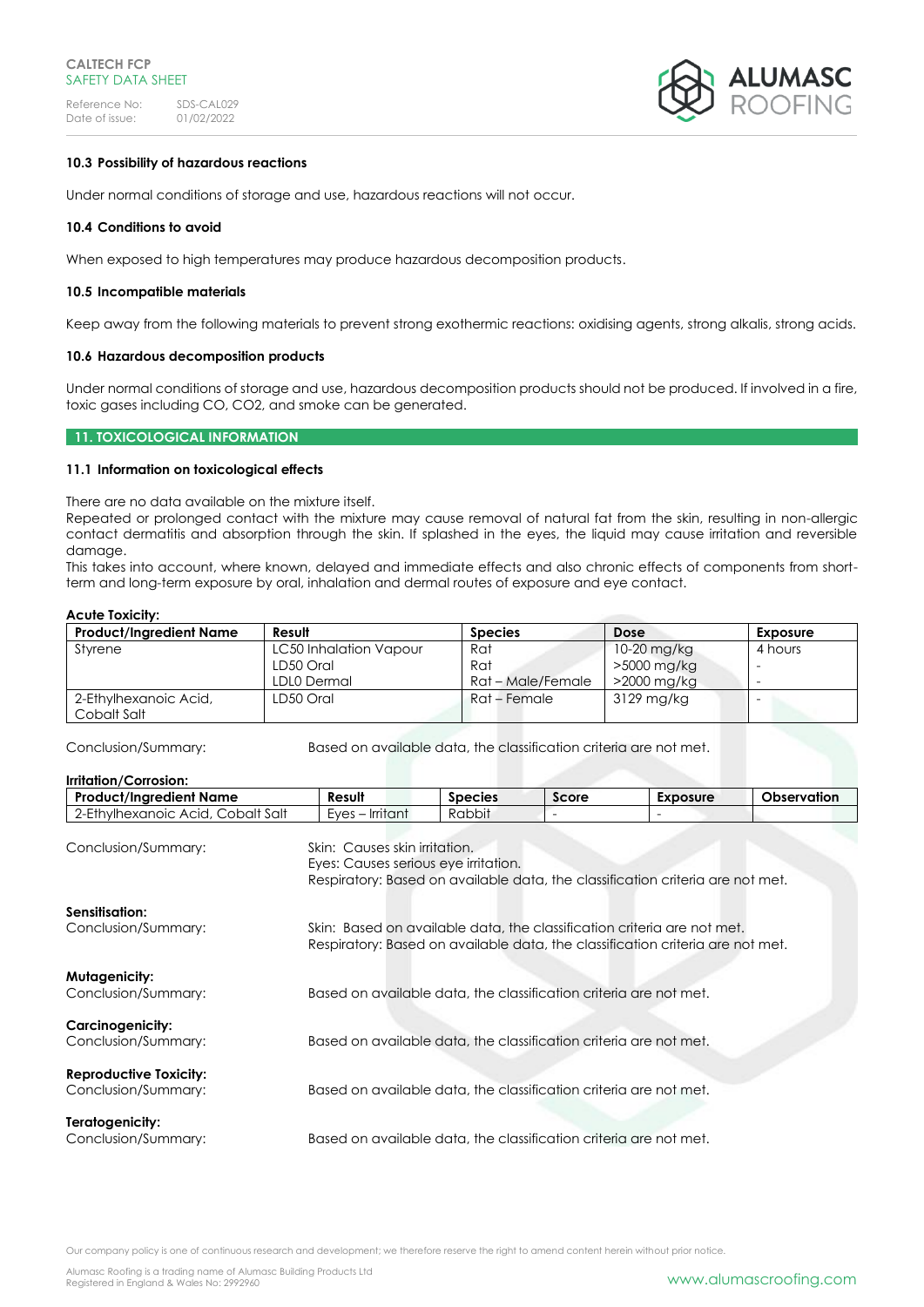#### 10.3 Possibility of hazardous reactions

Under normal conditions of storage and use, hazardous reactions will not occur.

#### 10.4 Conditions to avoid

When exposed to high temperatures may produce hazardous decomposition products.

#### 10.5 Incompatible materials

Keep away from the following materials to prevent strong exothermic reactions: oxidising agents, strong alkalis, strong acids.

#### 10.6 Hazardous decomposition products

Under normal conditions of storage and use, hazardous decomposition products should not be produced. If involved in a fire, toxic gases including CO, CO2, and smoke can be generated.

## 11. TOXICOLOGICAL INFORMATION

#### 11.1 Information on toxicological effects

There are no data available on the mixture itself.
Repeated or prolonged contact with the mixture may cause removal of natural fat from the skin, resulting in non-allergic contact dermatitis and absorption through the skin. If splashed in the eyes, the liquid may cause irritation and reversible damage.
This takes into account, where known, delayed and immediate effects and also chronic effects of components from short-term and long-term exposure by oral, inhalation and dermal routes of exposure and eye contact.

**Acute Toxicity:**

| Product/Ingredient Name | Result | Species | Dose | Exposure |
|---|---|---|---|---|
| Styrene | LC50 Inhalation Vapour<br>LD50 Oral<br>LDLO Dermal | Rat<br>Rat<br>Rat – Male/Female | 10-20 mg/kg<br>>5000 mg/kg<br>>2000 mg/kg | 4 hours<br>-<br>- |
| 2-Ethylhexanoic Acid, Cobalt Salt | LD50 Oral | Rat – Female | 3129 mg/kg | - |

Conclusion/Summary: Based on available data, the classification criteria are not met.

**Irritation/Corrosion:**

| Product/Ingredient Name | Result | Species | Score | Exposure | Observation |
|---|---|---|---|---|---|
| 2-Ethylhexanoic Acid, Cobalt Salt | Eyes – Irritant | Rabbit | - | - | |

Conclusion/Summary:
Skin: Causes skin irritation.
Eyes: Causes serious eye irritation.
Respiratory: Based on available data, the classification criteria are not met.

**Sensitisation:**
Conclusion/Summary:
Skin: Based on available data, the classification criteria are not met.
Respiratory: Based on available data, the classification criteria are not met.

**Mutagenicity:**
Conclusion/Summary: Based on available data, the classification criteria are not met.

**Carcinogenicity:**
Conclusion/Summary: Based on available data, the classification criteria are not met.

**Reproductive Toxicity:**
Conclusion/Summary: Based on available data, the classification criteria are not met.

**Teratogenicity:**
Conclusion/Summary: Based on available data, the classification criteria are not met.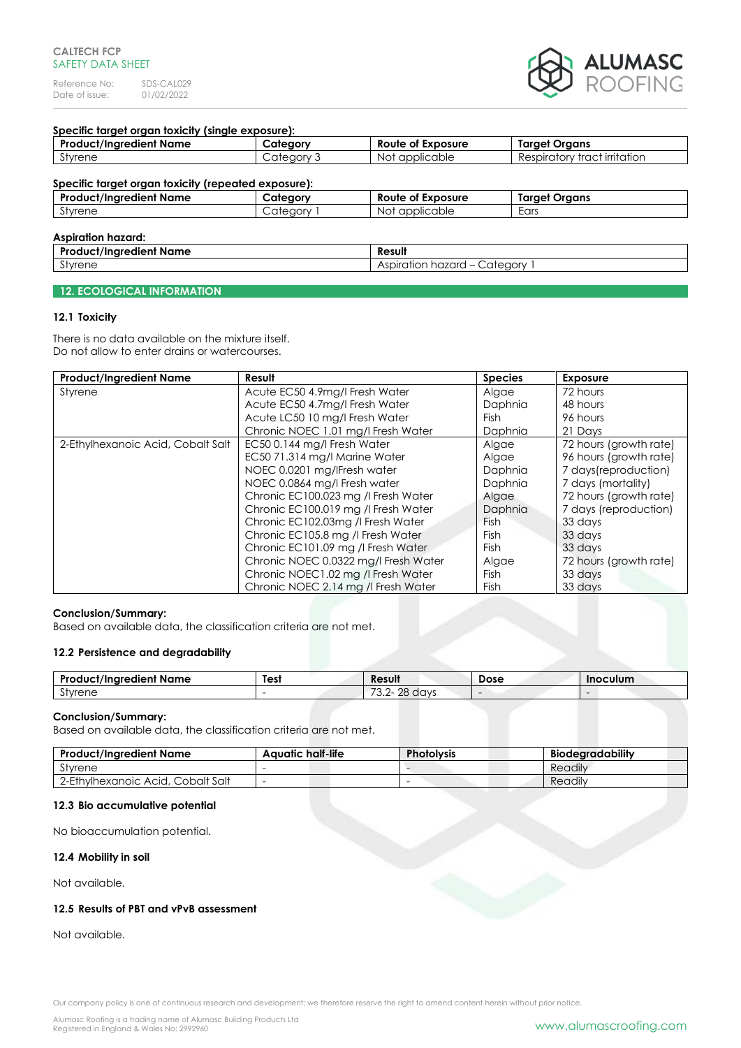**Specific target organ toxicity (single exposure):**

| Product/Ingredient Name | Category | Route of Exposure | Target Organs |
|---|---|---|---|
| Styrene | Category 3 | Not applicable | Respiratory tract irritation |

**Specific target organ toxicity (repeated exposure):**

| Product/Ingredient Name | Category | Route of Exposure | Target Organs |
|---|---|---|---|
| Styrene | Category 1 | Not applicable | Ears |

**Aspiration hazard:**

| Product/Ingredient Name | Result |
|---|---|
| Styrene | Aspiration hazard – Category 1 |

## 12. ECOLOGICAL INFORMATION

### 12.1 Toxicity

There is no data available on the mixture itself.
Do not allow to enter drains or watercourses.

| Product/Ingredient Name | Result | Species | Exposure |
|---|---|---|---|
| Styrene | Acute EC50 4.9mg/l Fresh Water | Algae | 72 hours |
| | Acute EC50 4.7mg/l Fresh Water | Daphnia | 48 hours |
| | Acute LC50 10 mg/l Fresh Water | Fish | 96 hours |
| | Chronic NOEC 1.01 mg/l Fresh Water | Daphnia | 21 Days |
| 2-Ethylhexanoic Acid, Cobalt Salt | EC50 0.144 mg/l Fresh Water | Algae | 72 hours (growth rate) |
| | EC50 71.314 mg/l Marine Water | Algae | 96 hours (growth rate) |
| | NOEC 0.0201 mg/lFresh water | Daphnia | 7 days(reproduction) |
| | NOEC 0.0864 mg/l Fresh water | Daphnia | 7 days (mortality) |
| | Chronic EC100.023 mg /l Fresh Water | Algae | 72 hours (growth rate) |
| | Chronic EC100.019 mg /l Fresh Water | Daphnia | 7 days (reproduction) |
| | Chronic EC102.03mg /l Fresh Water | Fish | 33 days |
| | Chronic EC105.8 mg /l Fresh Water | Fish | 33 days |
| | Chronic EC101.09 mg /l Fresh Water | Fish | 33 days |
| | Chronic NOEC 0.0322 mg/l Fresh Water | Algae | 72 hours (growth rate) |
| | Chronic NOEC1.02 mg /l Fresh Water | Fish | 33 days |
| | Chronic NOEC 2.14 mg /l Fresh Water | Fish | 33 days |

**Conclusion/Summary:**
Based on available data, the classification criteria are not met.

### 12.2 Persistence and degradability

| Product/Ingredient Name | Test | Result | Dose | Inoculum |
|---|---|---|---|---|
| Styrene | - | 73.2- 28 days | - | - |

**Conclusion/Summary:**
Based on available data, the classification criteria are not met.

| Product/Ingredient Name | Aquatic half-life | Photolysis | Biodegradability |
|---|---|---|---|
| Styrene | - | - | Readily |
| 2-Ethylhexanoic Acid, Cobalt Salt | - | - | Readily |

### 12.3 Bio accumulative potential

No bioaccumulation potential.

### 12.4 Mobility in soil

Not available.

### 12.5 Results of PBT and vPvB assessment

Not available.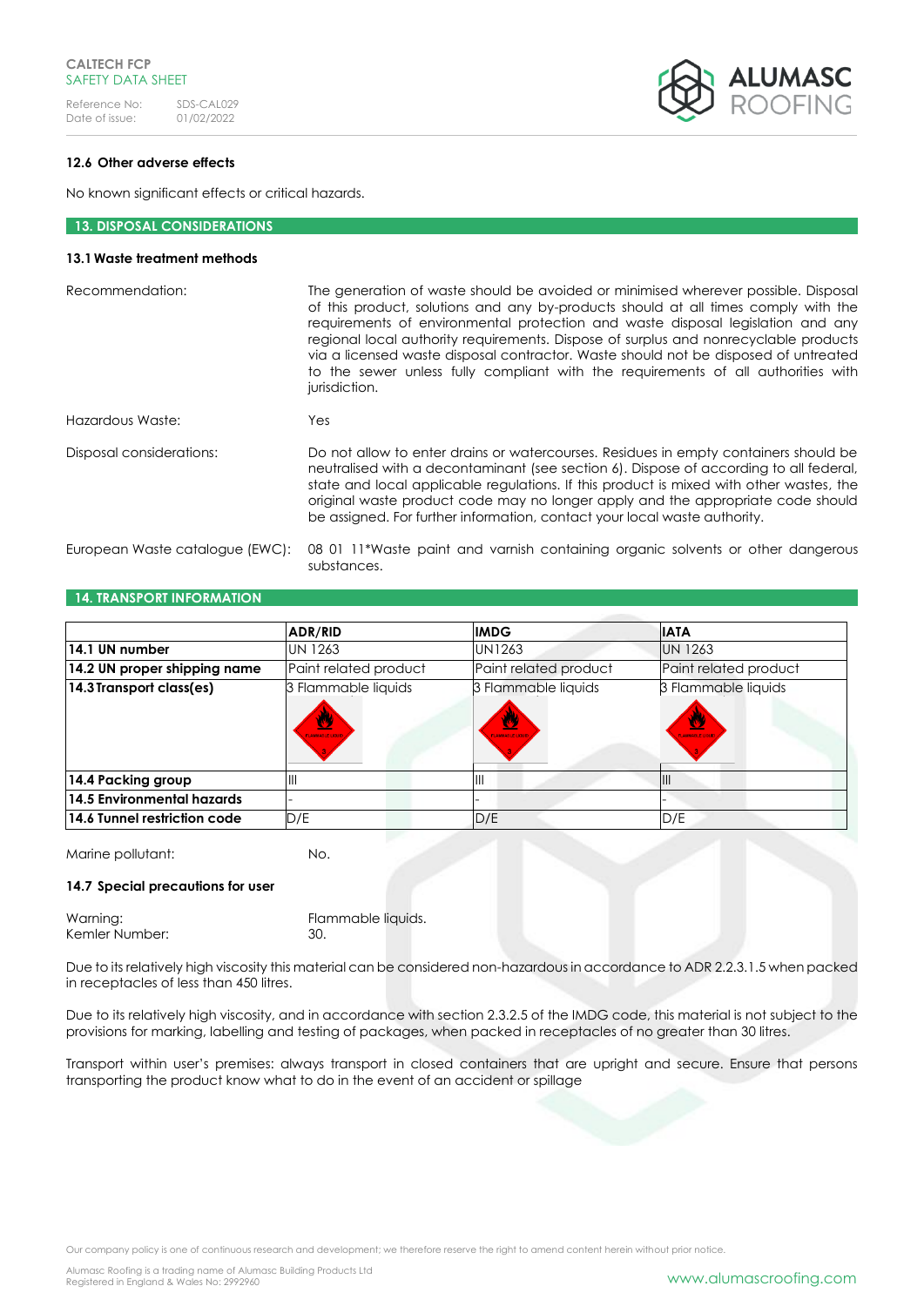### 12.6 Other adverse effects

No known significant effects or critical hazards.

## 13. DISPOSAL CONSIDERATIONS

### 13.1 Waste treatment methods

Recommendation: The generation of waste should be avoided or minimised wherever possible. Disposal of this product, solutions and any by-products should at all times comply with the requirements of environmental protection and waste disposal legislation and any regional local authority requirements. Dispose of surplus and nonrecyclable products via a licensed waste disposal contractor. Waste should not be disposed of untreated to the sewer unless fully compliant with the requirements of all authorities with jurisdiction.

Hazardous Waste: Yes

Disposal considerations: Do not allow to enter drains or watercourses. Residues in empty containers should be neutralised with a decontaminant (see section 6). Dispose of according to all federal, state and local applicable regulations. If this product is mixed with other wastes, the original waste product code may no longer apply and the appropriate code should be assigned. For further information, contact your local waste authority.

European Waste catalogue (EWC): 08 01 11*Waste paint and varnish containing organic solvents or other dangerous substances.

## 14. TRANSPORT INFORMATION

| | ADR/RID | IMDG | IATA |
|---|---|---|---|
| **14.1 UN number** | UN 1263 | UN1263 | UN 1263 |
| **14.2 UN proper shipping name** | Paint related product | Paint related product | Paint related product |
| **14.3 Transport class(es)** | 3 Flammable liquids | 3 Flammable liquids | 3 Flammable liquids |
| **14.4 Packing group** | III | III | III |
| **14.5 Environmental hazards** | - | - | - |
| **14.6 Tunnel restriction code** | D/E | D/E | D/E |

Marine pollutant: No.

### 14.7 Special precautions for user

Warning: Flammable liquids.
Kemler Number: 30.

Due to its relatively high viscosity this material can be considered non-hazardous in accordance to ADR 2.2.3.1.5 when packed in receptacles of less than 450 litres.

Due to its relatively high viscosity, and in accordance with section 2.3.2.5 of the IMDG code, this material is not subject to the provisions for marking, labelling and testing of packages, when packed in receptacles of no greater than 30 litres.

Transport within user's premises: always transport in closed containers that are upright and secure. Ensure that persons transporting the product know what to do in the event of an accident or spillage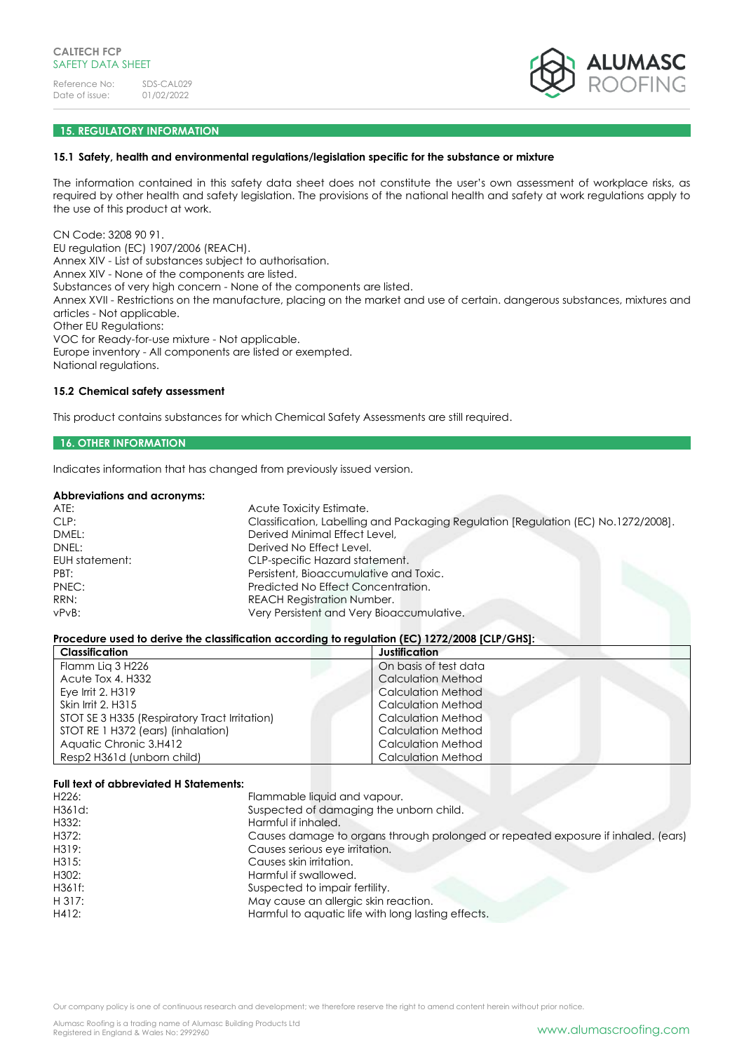## 15. REGULATORY INFORMATION

### 15.1 Safety, health and environmental regulations/legislation specific for the substance or mixture

The information contained in this safety data sheet does not constitute the user's own assessment of workplace risks, as required by other health and safety legislation. The provisions of the national health and safety at work regulations apply to the use of this product at work.

CN Code: 3208 90 91.
EU regulation (EC) 1907/2006 (REACH).
Annex XIV - List of substances subject to authorisation.
Annex XIV - None of the components are listed.
Substances of very high concern - None of the components are listed.
Annex XVII - Restrictions on the manufacture, placing on the market and use of certain. dangerous substances, mixtures and articles - Not applicable.
Other EU Regulations:
VOC for Ready-for-use mixture - Not applicable.
Europe inventory - All components are listed or exempted.
National regulations.

### 15.2 Chemical safety assessment

This product contains substances for which Chemical Safety Assessments are still required.

## 16. OTHER INFORMATION

Indicates information that has changed from previously issued version.

**Abbreviations and acronyms:**

| | |
|---|---|
| ATE: | Acute Toxicity Estimate. |
| CLP: | Classification, Labelling and Packaging Regulation [Regulation (EC) No.1272/2008]. |
| DMEL: | Derived Minimal Effect Level, |
| DNEL: | Derived No Effect Level. |
| EUH statement: | CLP-specific Hazard statement. |
| PBT: | Persistent, Bioaccumulative and Toxic. |
| PNEC: | Predicted No Effect Concentration. |
| RRN: | REACH Registration Number. |
| vPvB: | Very Persistent and Very Bioaccumulative. |

**Procedure used to derive the classification according to regulation (EC) 1272/2008 [CLP/GHS]:**

| Classification | Justification |
|---|---|
| Flamm Liq 3 H226 | On basis of test data |
| Acute Tox 4. H332 | Calculation Method |
| Eye Irrit 2. H319 | Calculation Method |
| Skin Irrit 2. H315 | Calculation Method |
| STOT SE 3 H335 (Respiratory Tract Irritation) | Calculation Method |
| STOT RE 1 H372 (ears) (inhalation) | Calculation Method |
| Aquatic Chronic 3.H412 | Calculation Method |
| Resp2 H361d (unborn child) | Calculation Method |

**Full text of abbreviated H Statements:**

| | |
|---|---|
| H226: | Flammable liquid and vapour. |
| H361d: | Suspected of damaging the unborn child. |
| H332: | Harmful if inhaled. |
| H372: | Causes damage to organs through prolonged or repeated exposure if inhaled. (ears) |
| H319: | Causes serious eye irritation. |
| H315: | Causes skin irritation. |
| H302: | Harmful if swallowed. |
| H361f: | Suspected to impair fertility. |
| H 317: | May cause an allergic skin reaction. |
| H412: | Harmful to aquatic life with long lasting effects. |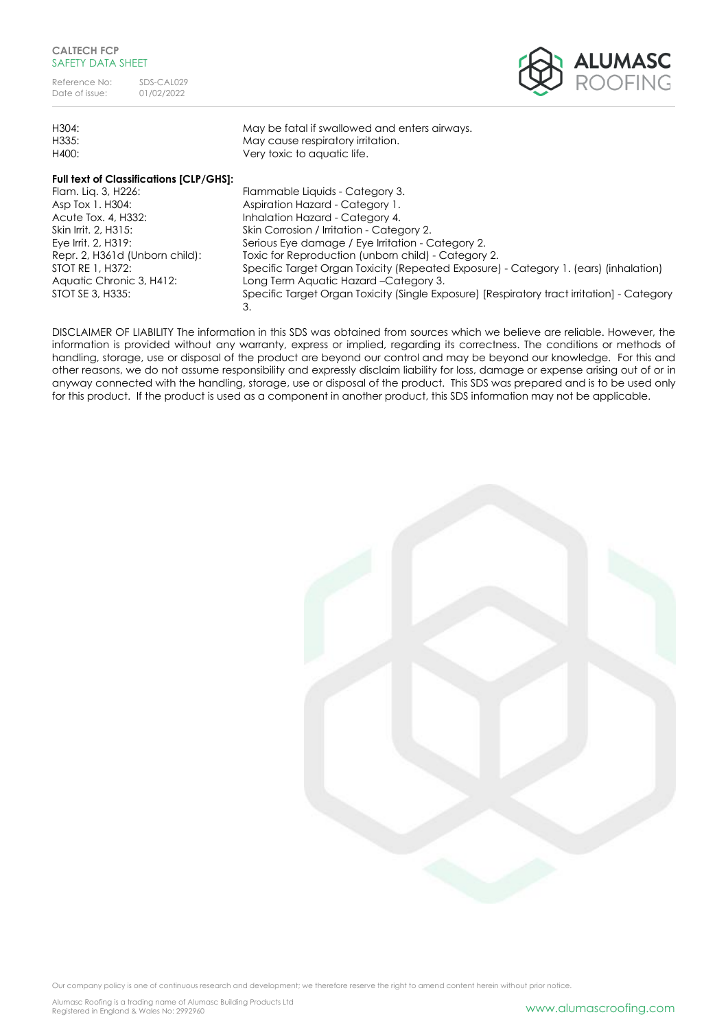| | |
|---|---|
| H304: | May be fatal if swallowed and enters airways. |
| H335: | May cause respiratory irritation. |
| H400: | Very toxic to aquatic life. |

**Full text of Classifications [CLP/GHS]:**

| | |
|---|---|
| Flam. Liq. 3, H226: | Flammable Liquids - Category 3. |
| Asp Tox 1. H304: | Aspiration Hazard - Category 1. |
| Acute Tox. 4, H332: | Inhalation Hazard - Category 4. |
| Skin Irrit. 2, H315: | Skin Corrosion / Irritation - Category 2. |
| Eye Irrit. 2, H319: | Serious Eye damage / Eye Irritation - Category 2. |
| Repr. 2, H361d (Unborn child): | Toxic for Reproduction (unborn child) - Category 2. |
| STOT RE 1, H372: | Specific Target Organ Toxicity (Repeated Exposure) - Category 1. (ears) (inhalation) |
| Aquatic Chronic 3, H412: | Long Term Aquatic Hazard –Category 3. |
| STOT SE 3, H335: | Specific Target Organ Toxicity (Single Exposure) [Respiratory tract irritation] - Category 3. |

DISCLAIMER OF LIABILITY The information in this SDS was obtained from sources which we believe are reliable. However, the information is provided without any warranty, express or implied, regarding its correctness. The conditions or methods of handling, storage, use or disposal of the product are beyond our control and may be beyond our knowledge. For this and other reasons, we do not assume responsibility and expressly disclaim liability for loss, damage or expense arising out of or in anyway connected with the handling, storage, use or disposal of the product. This SDS was prepared and is to be used only for this product. If the product is used as a component in another product, this SDS information may not be applicable.